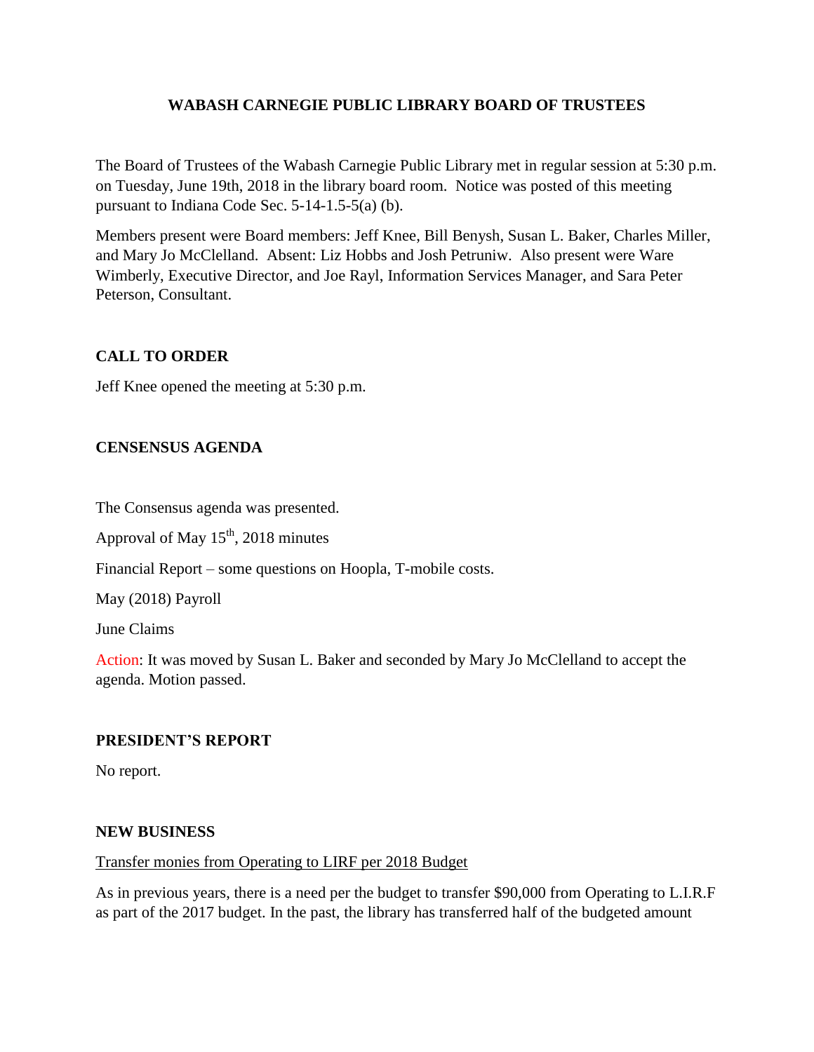# WABASH CARNEGIE PUBLIC LIBRARY BOARD OF TRUSTEES

The Board of Trustees of the Wabash Carnegie Public Library met in regular session at 5:30 p.m. on Tuesday, June 19th, 2018 in the library board room. Notice was posted of this meeting pursuant to Indiana Code Sec. 5-14-1.5-5(a) (b).

Members present were Board members: Jeff Knee, Bill Benysh, Susan L. Baker, Charles Miller, and Mary Jo McClelland. Absent: Liz Hobbs and Josh Petruniw. Also present were Ware Wimberly, Executive Director, and Joe Rayl, Information Services Manager, and Sara Peter Peterson, Consultant.

## CALL TO ORDER

Jeff Knee opened the meeting at 5:30 p.m.

## CENSENSUS AGENDA

The Consensus agenda was presented.

Approval of May 15th, 2018 minutes

Financial Report – some questions on Hoopla, T-mobile costs.

May (2018) Payroll

June Claims

Action: It was moved by Susan L. Baker and seconded by Mary Jo McClelland to accept the agenda. Motion passed.

## PRESIDENT'S REPORT

No report.

## NEW BUSINESS

Transfer monies from Operating to LIRF per 2018 Budget

As in previous years, there is a need per the budget to transfer $90,000 from Operating to L.I.R.F as part of the 2017 budget. In the past, the library has transferred half of the budgeted amount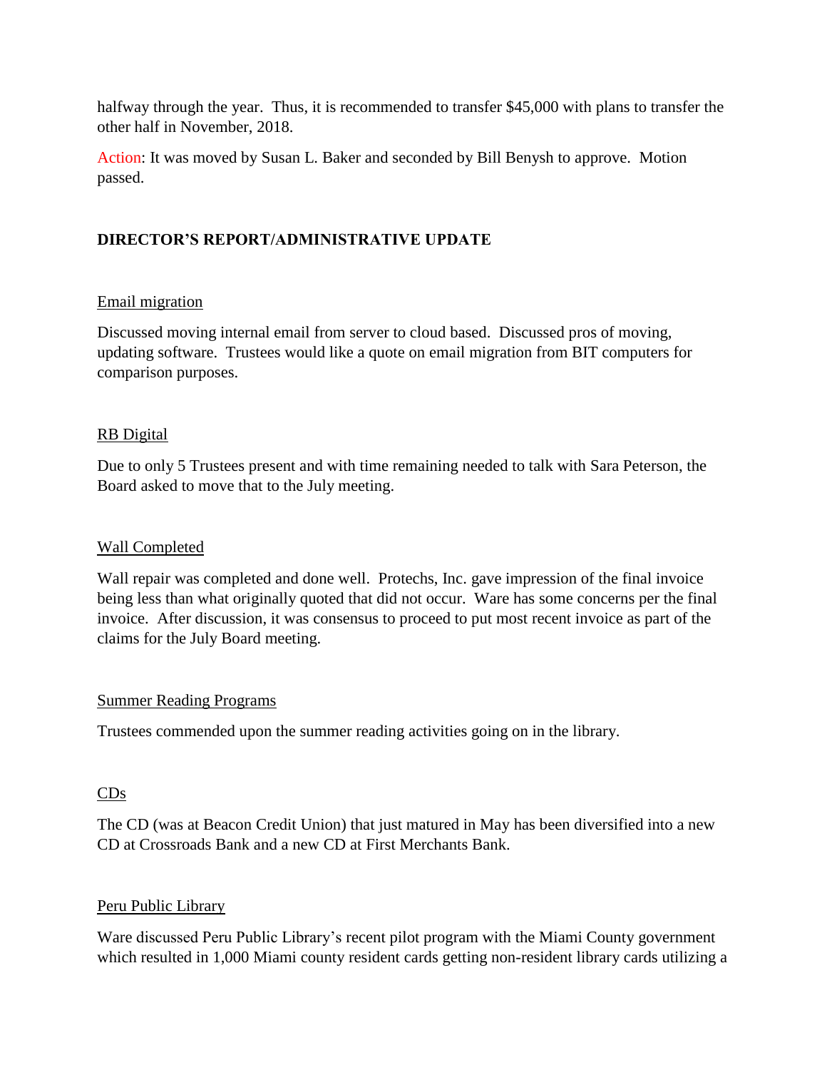halfway through the year. Thus, it is recommended to transfer $45,000 with plans to transfer the other half in November, 2018.

Action: It was moved by Susan L. Baker and seconded by Bill Benysh to approve. Motion passed.

## DIRECTOR'S REPORT/ADMINISTRATIVE UPDATE

### Email migration

Discussed moving internal email from server to cloud based. Discussed pros of moving, updating software. Trustees would like a quote on email migration from BIT computers for comparison purposes.

### RB Digital

Due to only 5 Trustees present and with time remaining needed to talk with Sara Peterson, the Board asked to move that to the July meeting.

### Wall Completed

Wall repair was completed and done well. Protechs, Inc. gave impression of the final invoice being less than what originally quoted that did not occur. Ware has some concerns per the final invoice. After discussion, it was consensus to proceed to put most recent invoice as part of the claims for the July Board meeting.

### Summer Reading Programs

Trustees commended upon the summer reading activities going on in the library.

### CDs

The CD (was at Beacon Credit Union) that just matured in May has been diversified into a new CD at Crossroads Bank and a new CD at First Merchants Bank.

### Peru Public Library

Ware discussed Peru Public Library's recent pilot program with the Miami County government which resulted in 1,000 Miami county resident cards getting non-resident library cards utilizing a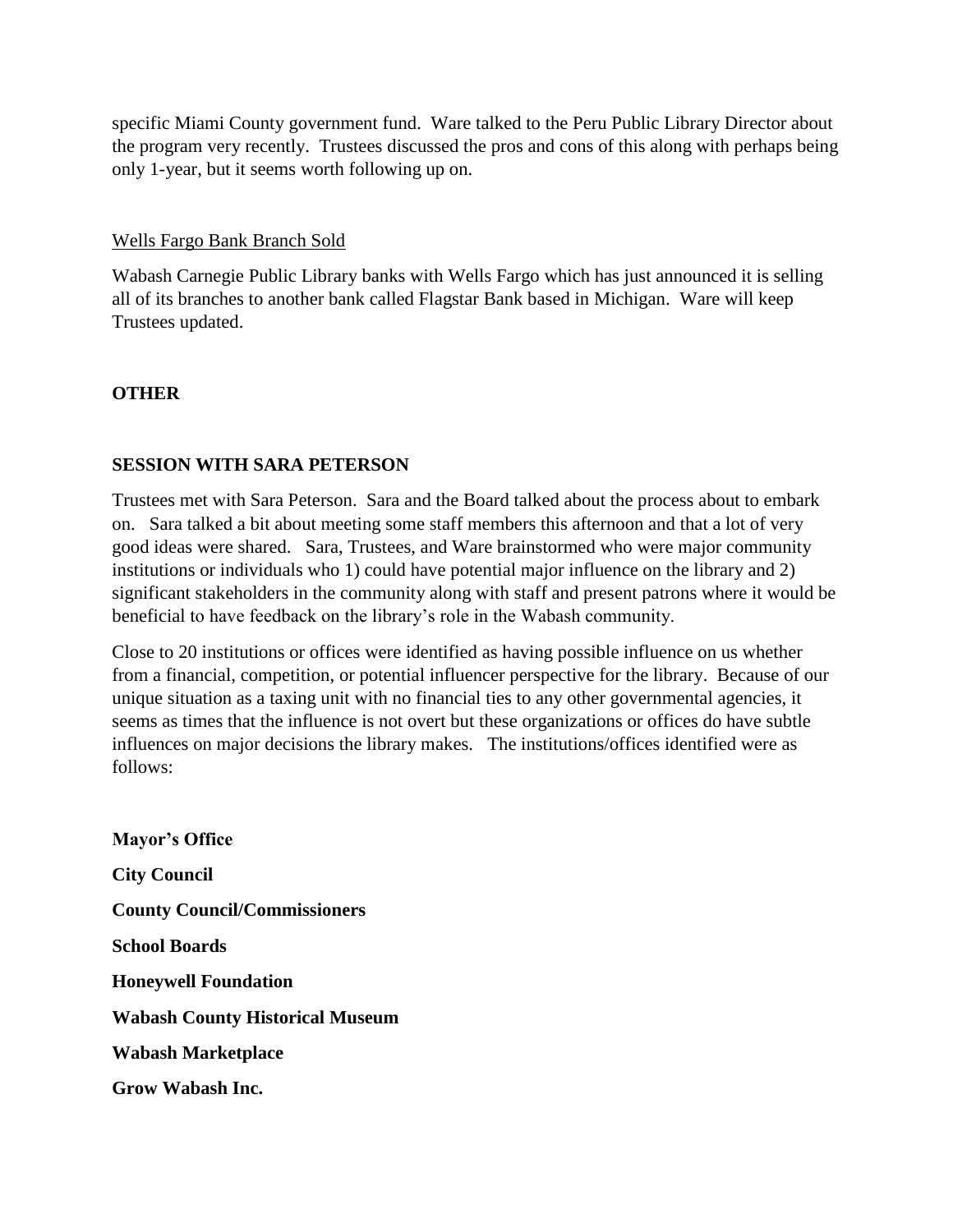specific Miami County government fund. Ware talked to the Peru Public Library Director about the program very recently. Trustees discussed the pros and cons of this along with perhaps being only 1-year, but it seems worth following up on.

Wells Fargo Bank Branch Sold

Wabash Carnegie Public Library banks with Wells Fargo which has just announced it is selling all of its branches to another bank called Flagstar Bank based in Michigan. Ware will keep Trustees updated.

**OTHER**

**SESSION WITH SARA PETERSON**

Trustees met with Sara Peterson. Sara and the Board talked about the process about to embark on. Sara talked a bit about meeting some staff members this afternoon and that a lot of very good ideas were shared. Sara, Trustees, and Ware brainstormed who were major community institutions or individuals who 1) could have potential major influence on the library and 2) significant stakeholders in the community along with staff and present patrons where it would be beneficial to have feedback on the library's role in the Wabash community.

Close to 20 institutions or offices were identified as having possible influence on us whether from a financial, competition, or potential influencer perspective for the library. Because of our unique situation as a taxing unit with no financial ties to any other governmental agencies, it seems as times that the influence is not overt but these organizations or offices do have subtle influences on major decisions the library makes. The institutions/offices identified were as follows:

**Mayor's Office**

**City Council**

**County Council/Commissioners**

**School Boards**

**Honeywell Foundation**

**Wabash County Historical Museum**

**Wabash Marketplace**

**Grow Wabash Inc.**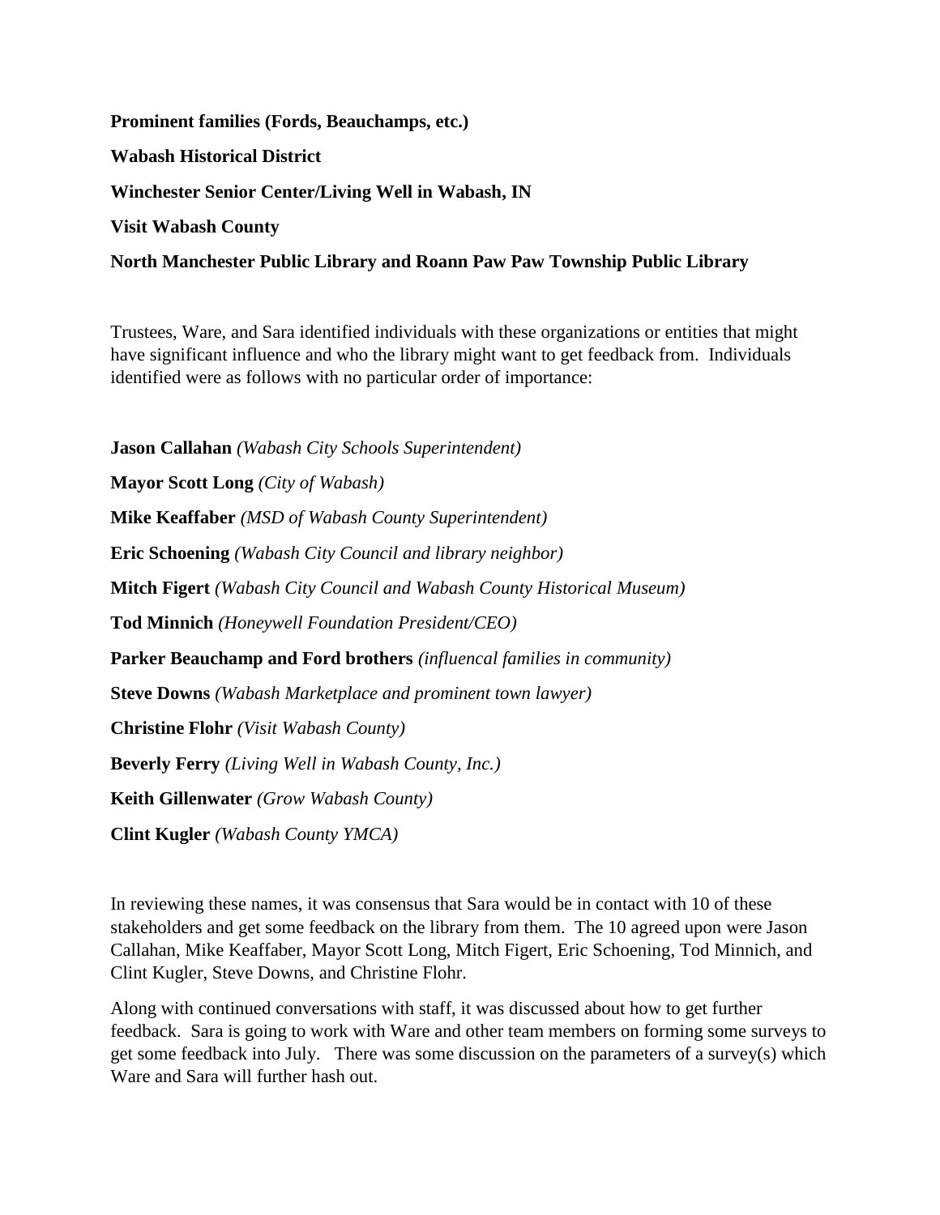**Prominent families (Fords, Beauchamps, etc.)**

**Wabash Historical District**

**Winchester Senior Center/Living Well in Wabash, IN**

**Visit Wabash County**

**North Manchester Public Library and Roann Paw Paw Township Public Library**

Trustees, Ware, and Sara identified individuals with these organizations or entities that might have significant influence and who the library might want to get feedback from. Individuals identified were as follows with no particular order of importance:

**Jason Callahan** *(Wabash City Schools Superintendent)*

**Mayor Scott Long** *(City of Wabash)*

**Mike Keaffaber** *(MSD of Wabash County Superintendent)*

**Eric Schoening** *(Wabash City Council and library neighbor)*

**Mitch Figert** *(Wabash City Council and Wabash County Historical Museum)*

**Tod Minnich** *(Honeywell Foundation President/CEO)*

**Parker Beauchamp and Ford brothers** *(influencal families in community)*

**Steve Downs** *(Wabash Marketplace and prominent town lawyer)*

**Christine Flohr** *(Visit Wabash County)*

**Beverly Ferry** *(Living Well in Wabash County, Inc.)*

**Keith Gillenwater** *(Grow Wabash County)*

**Clint Kugler** *(Wabash County YMCA)*

In reviewing these names, it was consensus that Sara would be in contact with 10 of these stakeholders and get some feedback on the library from them. The 10 agreed upon were Jason Callahan, Mike Keaffaber, Mayor Scott Long, Mitch Figert, Eric Schoening, Tod Minnich, and Clint Kugler, Steve Downs, and Christine Flohr.

Along with continued conversations with staff, it was discussed about how to get further feedback. Sara is going to work with Ware and other team members on forming some surveys to get some feedback into July. There was some discussion on the parameters of a survey(s) which Ware and Sara will further hash out.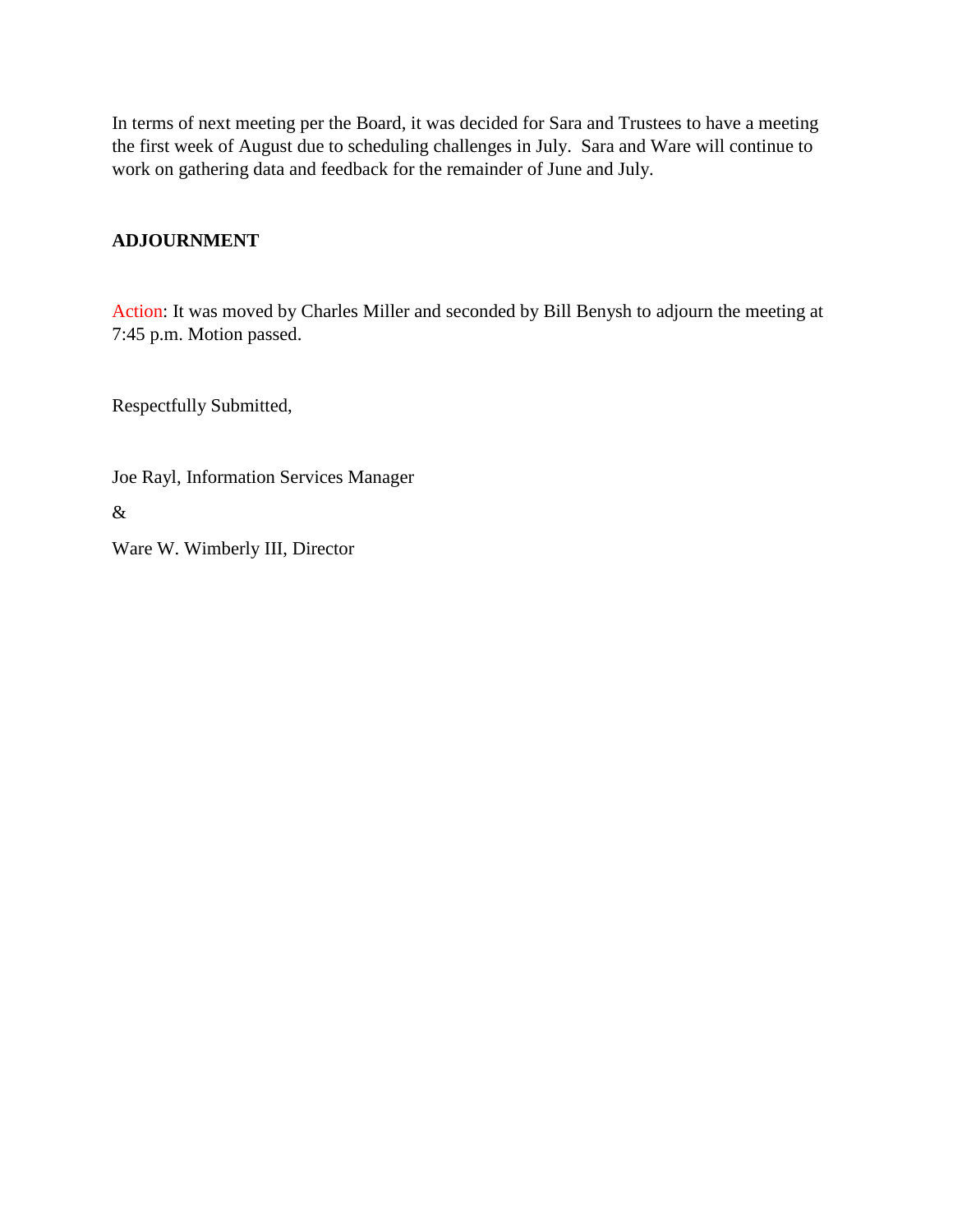In terms of next meeting per the Board, it was decided for Sara and Trustees to have a meeting the first week of August due to scheduling challenges in July. Sara and Ware will continue to work on gathering data and feedback for the remainder of June and July.

**ADJOURNMENT**

Action: It was moved by Charles Miller and seconded by Bill Benysh to adjourn the meeting at 7:45 p.m. Motion passed.

Respectfully Submitted,

Joe Rayl, Information Services Manager

&

Ware W. Wimberly III, Director